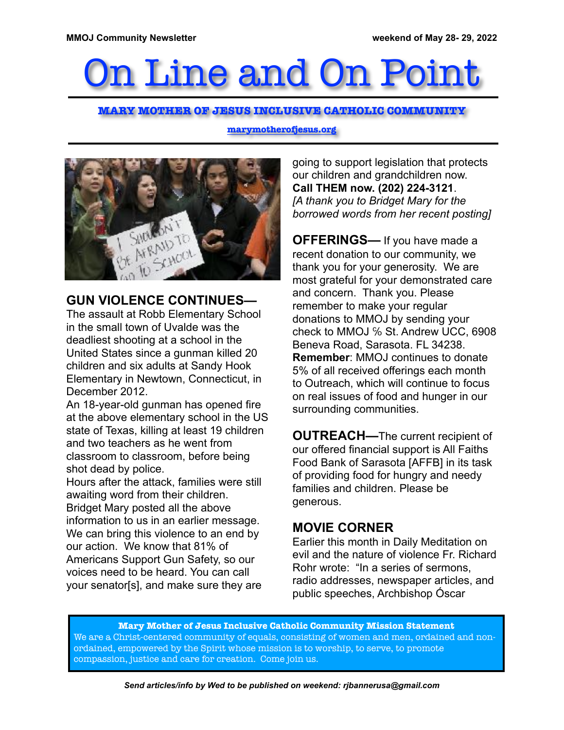MMOJ Community Newsletter

weekend of May 28- 29, 2022

# On Line and On Point

## MARY MOTHER OF JESUS INCLUSIVE CATHOLIC COMMUNITY

marymotherofjesus.org

### GUN VIOLENCE CONTINUES—

The assault at Robb Elementary School in the small town of Uvalde was the deadliest shooting at a school in the United States since a gunman killed 20 children and six adults at Sandy Hook Elementary in Newtown, Connecticut, in December 2012.

An 18-year-old gunman has opened fire at the above elementary school in the US state of Texas, killing at least 19 children and two teachers as he went from classroom to classroom, before being shot dead by police.

Hours after the attack, families were still awaiting word from their children. Bridget Mary posted all the above information to us in an earlier message. We can bring this violence to an end by our action. We know that 81% of Americans Support Gun Safety, so our voices need to be heard. You can call your senator[s], and make sure they are going to support legislation that protects our children and grandchildren now. **Call THEM now. (202) 224-3121**. *[A thank you to Bridget Mary for the borrowed words from her recent posting]*

**OFFERINGS—** If you have made a recent donation to our community, we thank you for your generosity. We are most grateful for your demonstrated care and concern. Thank you. Please remember to make your regular donations to MMOJ by sending your check to MMOJ ℅ St. Andrew UCC, 6908 Beneva Road, Sarasota. FL 34238. **Remember**: MMOJ continues to donate 5% of all received offerings each month to Outreach, which will continue to focus on real issues of food and hunger in our surrounding communities.

**OUTREACH—**The current recipient of our offered financial support is All Faiths Food Bank of Sarasota [AFFB] in its task of providing food for hungry and needy families and children. Please be generous.

### MOVIE CORNER

Earlier this month in Daily Meditation on evil and the nature of violence Fr. Richard Rohr wrote: "In a series of sermons, radio addresses, newspaper articles, and public speeches, Archbishop Óscar

**Mary Mother of Jesus Inclusive Catholic Community Mission Statement**

We are a Christ-centered community of equals, consisting of women and men, ordained and non-ordained, empowered by the Spirit whose mission is to worship, to serve, to promote compassion, justice and care for creation. Come join us.

*Send articles/info by Wed to be published on weekend: rjbannerusa@gmail.com*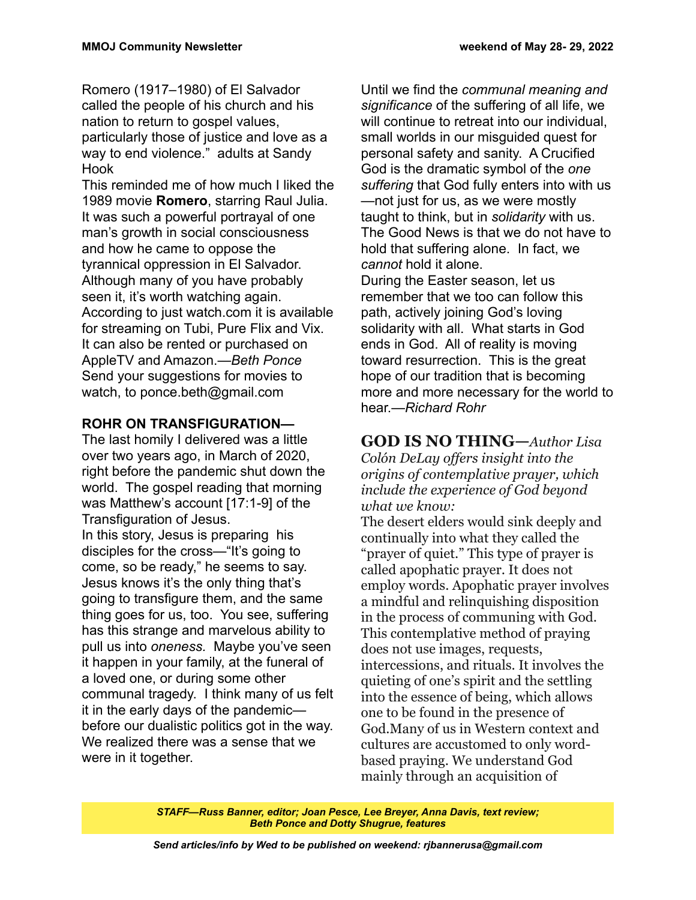Romero (1917–1980) of El Salvador called the people of his church and his nation to return to gospel values, particularly those of justice and love as a way to end violence." adults at Sandy Hook

This reminded me of how much I liked the 1989 movie **Romero**, starring Raul Julia. It was such a powerful portrayal of one man's growth in social consciousness and how he came to oppose the tyrannical oppression in El Salvador. Although many of you have probably seen it, it's worth watching again. According to just watch.com it is available for streaming on Tubi, Pure Flix and Vix. It can also be rented or purchased on AppleTV and Amazon.—*Beth Ponce*

Send your suggestions for movies to watch, to ponce.beth@gmail.com

**ROHR ON TRANSFIGURATION—**

The last homily I delivered was a little over two years ago, in March of 2020, right before the pandemic shut down the world. The gospel reading that morning was Matthew's account [17:1-9] of the Transfiguration of Jesus.

In this story, Jesus is preparing his disciples for the cross—"It's going to come, so be ready," he seems to say. Jesus knows it's the only thing that's going to transfigure them, and the same thing goes for us, too. You see, suffering has this strange and marvelous ability to pull us into *oneness.* Maybe you've seen it happen in your family, at the funeral of a loved one, or during some other communal tragedy. I think many of us felt it in the early days of the pandemic—before our dualistic politics got in the way. We realized there was a sense that we were in it together.

Until we find the *communal meaning and significance* of the suffering of all life, we will continue to retreat into our individual, small worlds in our misguided quest for personal safety and sanity. A Crucified God is the dramatic symbol of the *one suffering* that God fully enters into with us—not just for us, as we were mostly taught to think, but in *solidarity* with us. The Good News is that we do not have to hold that suffering alone. In fact, we *cannot* hold it alone.

During the Easter season, let us remember that we too can follow this path, actively joining God's loving solidarity with all. What starts in God ends in God. All of reality is moving toward resurrection. This is the great hope of our tradition that is becoming more and more necessary for the world to hear.—*Richard Rohr*

**GOD IS NO THING—***Author Lisa Colón DeLay offers insight into the origins of contemplative prayer, which include the experience of God beyond what we know:*

The desert elders would sink deeply and continually into what they called the "prayer of quiet." This type of prayer is called apophatic prayer. It does not employ words. Apophatic prayer involves a mindful and relinquishing disposition in the process of communing with God. This contemplative method of praying does not use images, requests, intercessions, and rituals. It involves the quieting of one's spirit and the settling into the essence of being, which allows one to be found in the presence of God.Many of us in Western context and cultures are accustomed to only word-based praying. We understand God mainly through an acquisition of

***STAFF—Russ Banner, editor; Joan Pesce, Lee Breyer, Anna Davis, text review; Beth Ponce and Dotty Shugrue, features***

***Send articles/info by Wed to be published on weekend: rjbannerusa@gmail.com***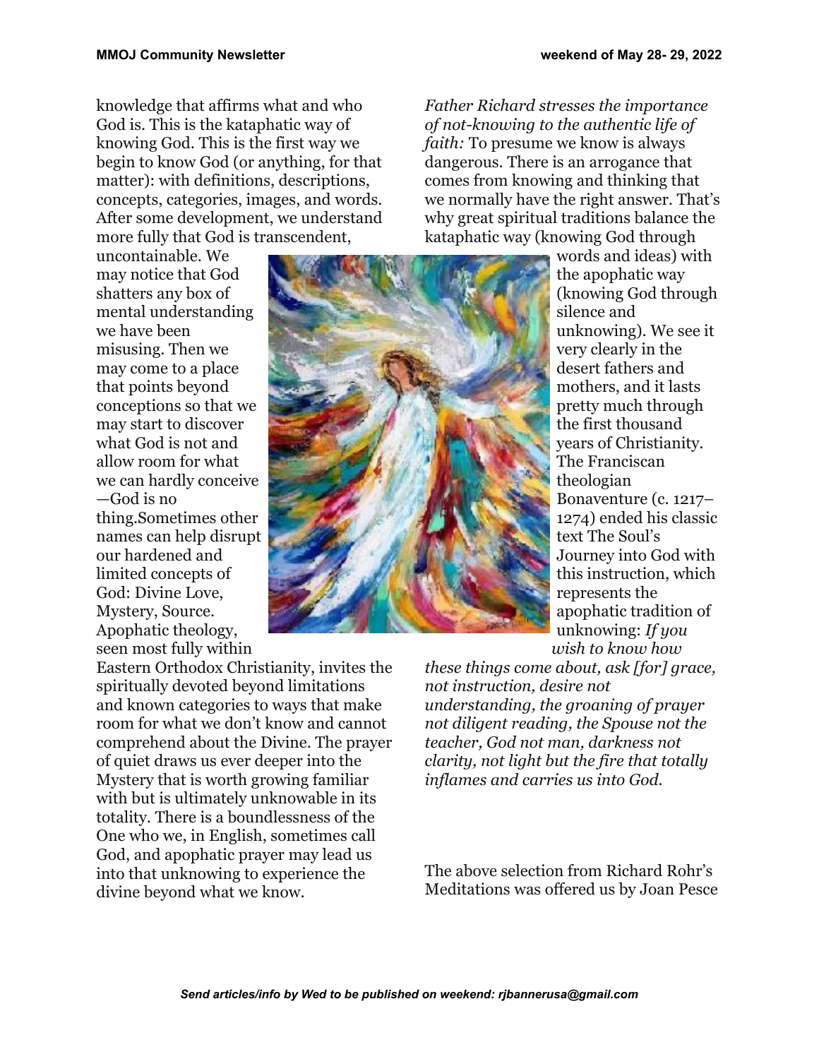knowledge that affirms what and who God is. This is the kataphatic way of knowing God. This is the first way we begin to know God (or anything, for that matter): with definitions, descriptions, concepts, categories, images, and words. After some development, we understand more fully that God is transcendent, uncontainable. We may notice that God shatters any box of mental understanding we have been misusing. Then we may come to a place that points beyond conceptions so that we may start to discover what God is not and allow room for what we can hardly conceive—God is no thing.Sometimes other names can help disrupt our hardened and limited concepts of God: Divine Love, Mystery, Source. Apophatic theology, seen most fully within Eastern Orthodox Christianity, invites the spiritually devoted beyond limitations and known categories to ways that make room for what we don't know and cannot comprehend about the Divine. The prayer of quiet draws us ever deeper into the Mystery that is worth growing familiar with but is ultimately unknowable in its totality. There is a boundlessness of the One who we, in English, sometimes call God, and apophatic prayer may lead us into that unknowing to experience the divine beyond what we know.

*Father Richard stresses the importance of not-knowing to the authentic life of faith:* To presume we know is always dangerous. There is an arrogance that comes from knowing and thinking that we normally have the right answer. That's why great spiritual traditions balance the kataphatic way (knowing God through words and ideas) with the apophatic way (knowing God through silence and unknowing). We see it very clearly in the desert fathers and mothers, and it lasts pretty much through the first thousand years of Christianity. The Franciscan theologian Bonaventure (c. 1217–1274) ended his classic text The Soul's Journey into God with this instruction, which represents the apophatic tradition of unknowing: *If you wish to know how these things come about, ask [for] grace, not instruction, desire not understanding, the groaning of prayer not diligent reading, the Spouse not the teacher, God not man, darkness not clarity, not light but the fire that totally inflames and carries us into God.*

The above selection from Richard Rohr's Meditations was offered us by Joan Pesce